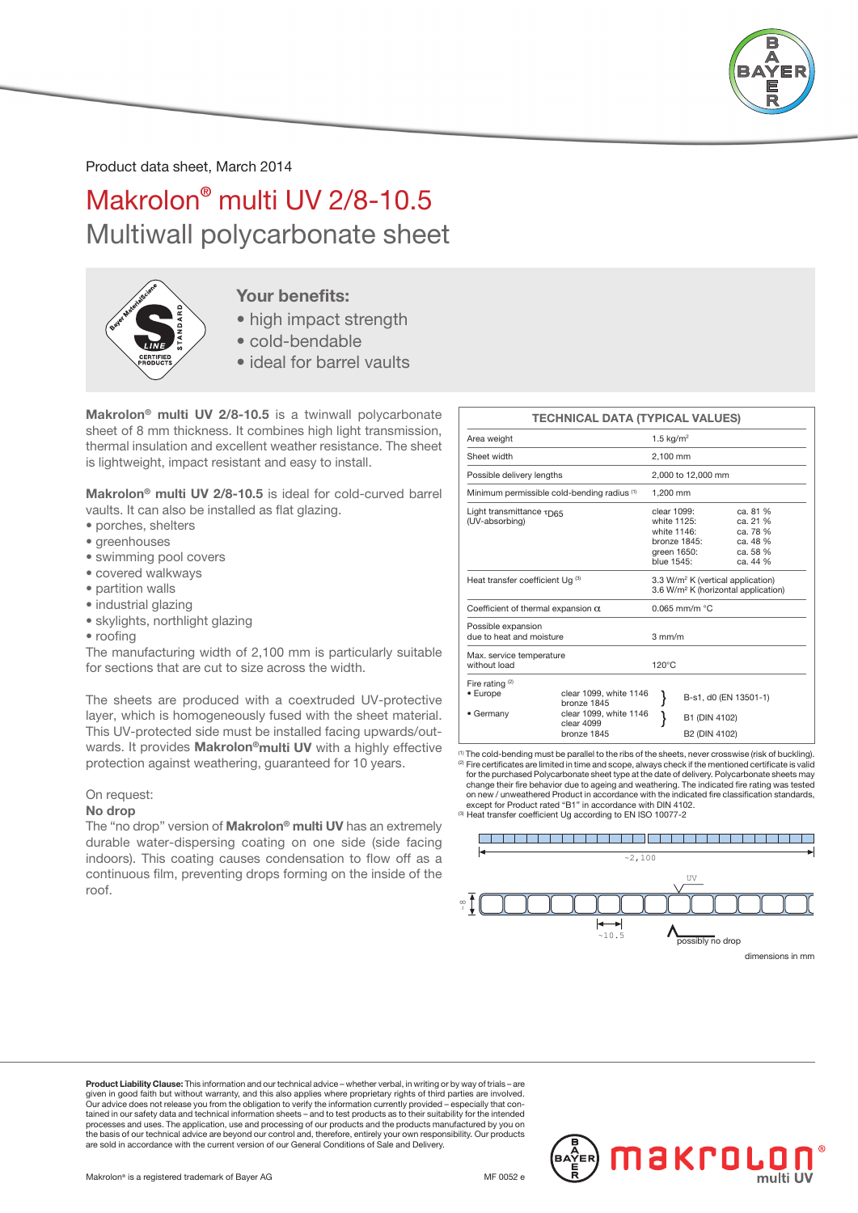Product data sheet, March 2014

# Makrolon® multi UV 2/8-10.5

## Multiwall polycarbonate sheet

**Your benefits:**

- high impact strength
- cold-bendable
- ideal for barrel vaults

**Makrolon® multi UV 2/8-10.5** is a twinwall polycarbonate sheet of 8 mm thickness. It combines high light transmission, thermal insulation and excellent weather resistance. The sheet is lightweight, impact resistant and easy to install.

**Makrolon® multi UV 2/8-10.5** is ideal for cold-curved barrel vaults. It can also be installed as flat glazing.

- porches, shelters
- greenhouses
- swimming pool covers
- covered walkways
- partition walls
- industrial glazing
- skylights, northlight glazing
- roofing

The manufacturing width of 2,100 mm is particularly suitable for sections that are cut to size across the width.

The sheets are produced with a coextruded UV-protective layer, which is homogeneously fused with the sheet material. This UV-protected side must be installed facing upwards/outwards. It provides **Makrolon® multi UV** with a highly effective protection against weathering, guaranteed for 10 years.

On request:

**No drop**

The "no drop" version of **Makrolon® multi UV** has an extremely durable water-dispersing coating on one side (side facing indoors). This coating causes condensation to flow off as a continuous film, preventing drops forming on the inside of the roof.

| TECHNICAL DATA (TYPICAL VALUES) | | |
|---|---|---|
| Area weight | | 1.5 kg/m² |
| Sheet width | | 2,100 mm |
| Possible delivery lengths | | 2,000 to 12,000 mm |
| Minimum permissible cold-bending radius [1] | | 1,200 mm |
| Light transmittance $\tau_{D65}$ (UV-absorbing) | | clear 1099: ca. 81 %<br>white 1125: ca. 21 %<br>white 1146: ca. 78 %<br>bronze 1845: ca. 48 %<br>green 1650: ca. 58 %<br>blue 1545: ca. 44 % |
| Heat transfer coefficient Ug [3] | | 3.3 W/m² K (vertical application)<br>3.6 W/m² K (horizontal application) |
| Coefficient of thermal expansion $\alpha$ | | 0.065 mm/m °C |
| Possible expansion due to heat and moisture | | 3 mm/m |
| Max. service temperature without load | | 120°C |
| Fire rating [2]<br>• Europe | clear 1099, white 1146<br>bronze 1845 | B-s1, d0 (EN 13501-1) |
| • Germany | clear 1099, white 1146<br>clear 4099 | B1 (DIN 4102) |
| | bronze 1845 | B2 (DIN 4102) |

[1] The cold-bending must be parallel to the ribs of the sheets, never crosswise (risk of buckling).
[2] Fire certificates are limited in time and scope, always check if the mentioned certificate is valid for the purchased Polycarbonate sheet type at the date of delivery. Polycarbonate sheets may change their fire behavior due to ageing and weathering. The indicated fire rating was tested on new / unweathered Product in accordance with the indicated fire classification standards, except for Product rated "B1" in accordance with DIN 4102.
[3] Heat transfer coefficient Ug according to EN ISO 10077-2

~2,100

UV

~8

~10.5

possibly no drop

dimensions in mm

**Product Liability Clause:** This information and our technical advice – whether verbal, in writing or by way of trials – are given in good faith but without warranty, and this also applies where proprietary rights of third parties are involved. Our advice does not release you from the obligation to verify the information currently provided – especially that contained in our safety data and technical information sheets – and to test products as to their suitability for the intended processes and uses. The application, use and processing of our products and the products manufactured by you on the basis of our technical advice are beyond our control and, therefore, entirely your own responsibility. Our products are sold in accordance with the current version of our General Conditions of Sale and Delivery.

Makrolon® is a registered trademark of Bayer AG

MF 0052 e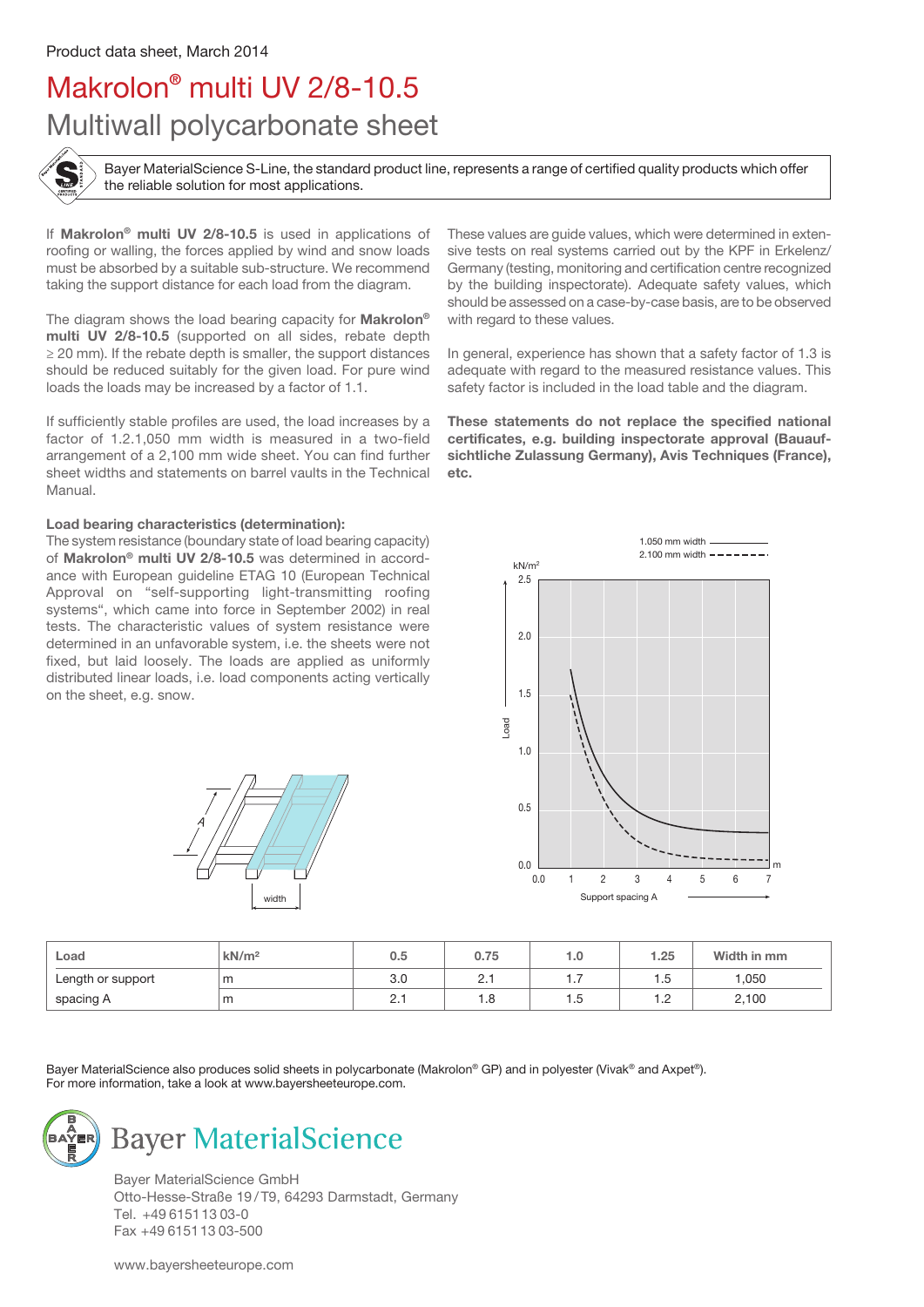Product data sheet, March 2014

# Makrolon® multi UV 2/8-10.5

## Multiwall polycarbonate sheet

Bayer MaterialScience S-Line, the standard product line, represents a range of certified quality products which offer the reliable solution for most applications.

If **Makrolon® multi UV 2/8-10.5** is used in applications of roofing or walling, the forces applied by wind and snow loads must be absorbed by a suitable sub-structure. We recommend taking the support distance for each load from the diagram.

The diagram shows the load bearing capacity for **Makrolon® multi UV 2/8-10.5** (supported on all sides, rebate depth ≥ 20 mm). If the rebate depth is smaller, the support distances should be reduced suitably for the given load. For pure wind loads the loads may be increased by a factor of 1.1.

If sufficiently stable profiles are used, the load increases by a factor of 1.2.1,050 mm width is measured in a two-field arrangement of a 2,100 mm wide sheet. You can find further sheet widths and statements on barrel vaults in the Technical Manual.

**Load bearing characteristics (determination):**
The system resistance (boundary state of load bearing capacity) of **Makrolon® multi UV 2/8-10.5** was determined in accordance with European guideline ETAG 10 (European Technical Approval on "self-supporting light-transmitting roofing systems", which came into force in September 2002) in real tests. The characteristic values of system resistance were determined in an unfavorable system, i.e. the sheets were not fixed, but laid loosely. The loads are applied as uniformly distributed linear loads, i.e. load components acting vertically on the sheet, e.g. snow.

These values are guide values, which were determined in extensive tests on real systems carried out by the KPF in Erkelenz/Germany (testing, monitoring and certification centre recognized by the building inspectorate). Adequate safety values, which should be assessed on a case-by-case basis, are to be observed with regard to these values.

In general, experience has shown that a safety factor of 1.3 is adequate with regard to the measured resistance values. This safety factor is included in the load table and the diagram.

**These statements do not replace the specified national certificates, e.g. building inspectorate approval (Bauaufsichtliche Zulassung Germany), Avis Techniques (France), etc.**

A
width

1.050 mm width
2.100 mm width
kN/m²
Load
2.5
2.0
1.5
1.0
0.5
0.0
0.0 1 2 3 4 5 6 7
m
Support spacing A

| Load | kN/m² | 0.5 | 0.75 | 1.0 | 1.25 | Width in mm |
|---|---|---|---|---|---|---|
| Length or support | m | 3.0 | 2.1 | 1.7 | 1.5 | 1,050 |
| spacing A | m | 2.1 | 1.8 | 1.5 | 1.2 | 2,100 |

Bayer MaterialScience also produces solid sheets in polycarbonate (Makrolon® GP) and in polyester (Vivak® and Axpet®).
For more information, take a look at www.bayersheeteurope.com.

Bayer MaterialScience

Bayer MaterialScience GmbH
Otto-Hesse-Straße 19/T9, 64293 Darmstadt, Germany
Tel. +49 6151 13 03-0
Fax +49 6151 13 03-500

www.bayersheeteurope.com